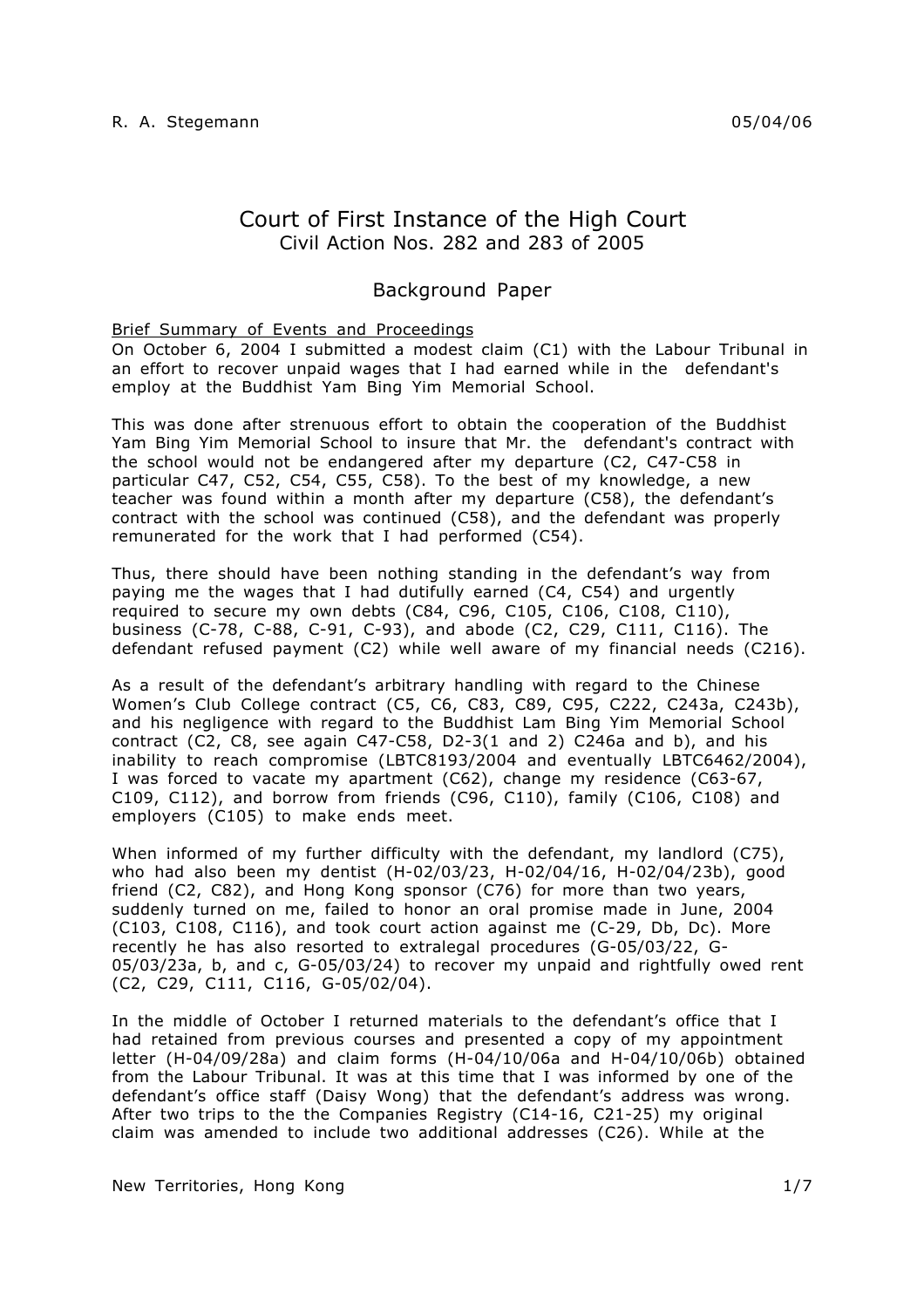R. A. Stegemann 05/04/06

# Court of First Instance of the High Court
## Civil Action Nos. 282 and 283 of 2005

### Background Paper

Brief Summary of Events and Proceedings

On October 6, 2004 I submitted a modest claim (C1) with the Labour Tribunal in an effort to recover unpaid wages that I had earned while in the defendant's employ at the Buddhist Yam Bing Yim Memorial School.

This was done after strenuous effort to obtain the cooperation of the Buddhist Yam Bing Yim Memorial School to insure that Mr. the defendant's contract with the school would not be endangered after my departure (C2, C47-C58 in particular C47, C52, C54, C55, C58). To the best of my knowledge, a new teacher was found within a month after my departure (C58), the defendant's contract with the school was continued (C58), and the defendant was properly remunerated for the work that I had performed (C54).

Thus, there should have been nothing standing in the defendant's way from paying me the wages that I had dutifully earned (C4, C54) and urgently required to secure my own debts (C84, C96, C105, C106, C108, C110), business (C-78, C-88, C-91, C-93), and abode (C2, C29, C111, C116). The defendant refused payment (C2) while well aware of my financial needs (C216).

As a result of the defendant's arbitrary handling with regard to the Chinese Women's Club College contract (C5, C6, C83, C89, C95, C222, C243a, C243b), and his negligence with regard to the Buddhist Lam Bing Yim Memorial School contract (C2, C8, see again C47-C58, D2-3(1 and 2) C246a and b), and his inability to reach compromise (LBTC8193/2004 and eventually LBTC6462/2004), I was forced to vacate my apartment (C62), change my residence (C63-67, C109, C112), and borrow from friends (C96, C110), family (C106, C108) and employers (C105) to make ends meet.

When informed of my further difficulty with the defendant, my landlord (C75), who had also been my dentist (H-02/03/23, H-02/04/16, H-02/04/23b), good friend (C2, C82), and Hong Kong sponsor (C76) for more than two years, suddenly turned on me, failed to honor an oral promise made in June, 2004 (C103, C108, C116), and took court action against me (C-29, Db, Dc). More recently he has also resorted to extralegal procedures (G-05/03/22, G-05/03/23a, b, and c, G-05/03/24) to recover my unpaid and rightfully owed rent (C2, C29, C111, C116, G-05/02/04).

In the middle of October I returned materials to the defendant's office that I had retained from previous courses and presented a copy of my appointment letter (H-04/09/28a) and claim forms (H-04/10/06a and H-04/10/06b) obtained from the Labour Tribunal. It was at this time that I was informed by one of the defendant's office staff (Daisy Wong) that the defendant's address was wrong. After two trips to the the Companies Registry (C14-16, C21-25) my original claim was amended to include two additional addresses (C26). While at the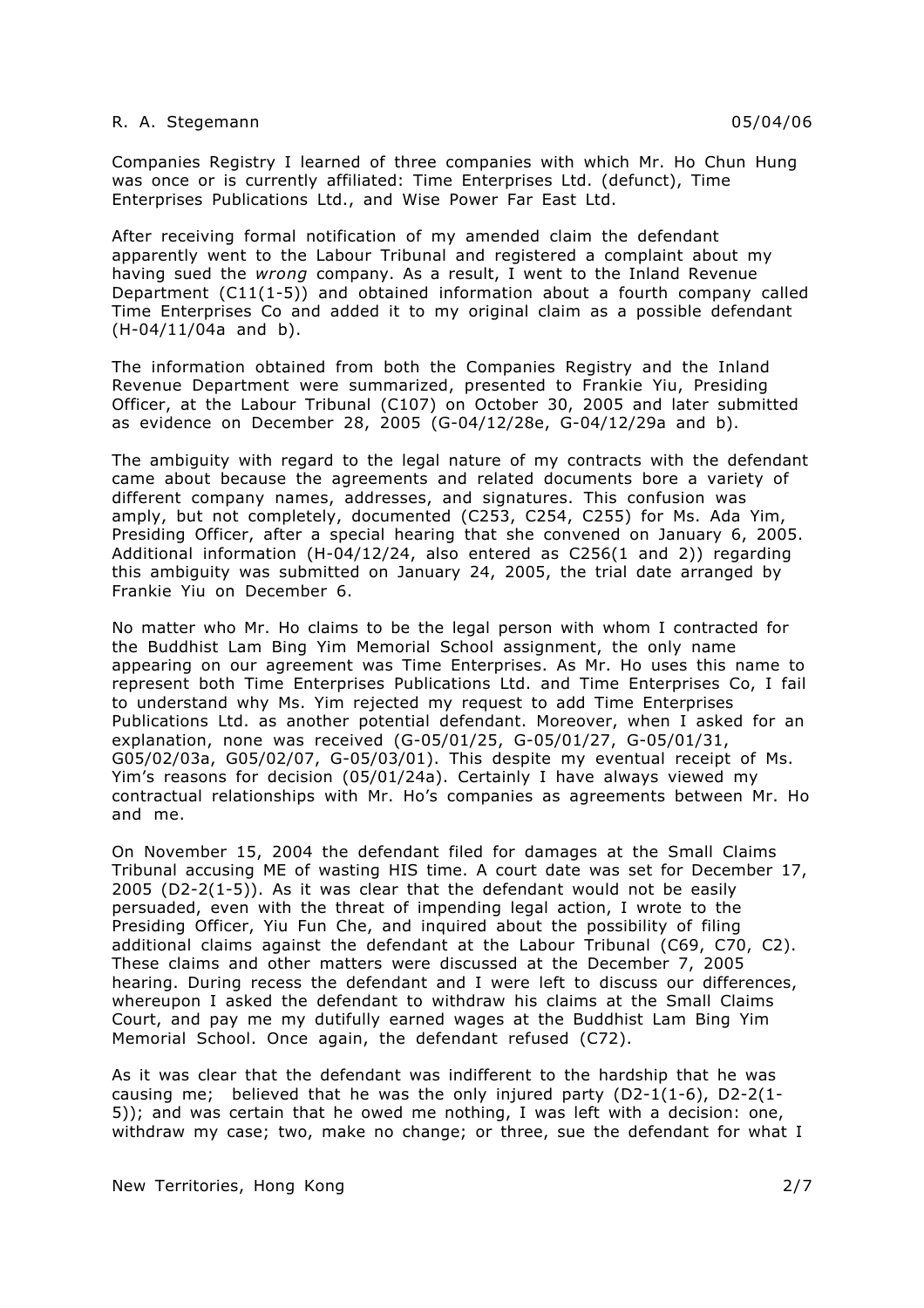Companies Registry I learned of three companies with which Mr. Ho Chun Hung was once or is currently affiliated: Time Enterprises Ltd. (defunct), Time Enterprises Publications Ltd., and Wise Power Far East Ltd.

After receiving formal notification of my amended claim the defendant apparently went to the Labour Tribunal and registered a complaint about my having sued the *wrong* company. As a result, I went to the Inland Revenue Department (C11(1-5)) and obtained information about a fourth company called Time Enterprises Co and added it to my original claim as a possible defendant (H-04/11/04a and b).

The information obtained from both the Companies Registry and the Inland Revenue Department were summarized, presented to Frankie Yiu, Presiding Officer, at the Labour Tribunal (C107) on October 30, 2005 and later submitted as evidence on December 28, 2005 (G-04/12/28e, G-04/12/29a and b).

The ambiguity with regard to the legal nature of my contracts with the defendant came about because the agreements and related documents bore a variety of different company names, addresses, and signatures. This confusion was amply, but not completely, documented (C253, C254, C255) for Ms. Ada Yim, Presiding Officer, after a special hearing that she convened on January 6, 2005. Additional information (H-04/12/24, also entered as C256(1 and 2)) regarding this ambiguity was submitted on January 24, 2005, the trial date arranged by Frankie Yiu on December 6.

No matter who Mr. Ho claims to be the legal person with whom I contracted for the Buddhist Lam Bing Yim Memorial School assignment, the only name appearing on our agreement was Time Enterprises. As Mr. Ho uses this name to represent both Time Enterprises Publications Ltd. and Time Enterprises Co, I fail to understand why Ms. Yim rejected my request to add Time Enterprises Publications Ltd. as another potential defendant. Moreover, when I asked for an explanation, none was received (G-05/01/25, G-05/01/27, G-05/01/31, G05/02/03a, G05/02/07, G-05/03/01). This despite my eventual receipt of Ms. Yim's reasons for decision (05/01/24a). Certainly I have always viewed my contractual relationships with Mr. Ho's companies as agreements between Mr. Ho and me.

On November 15, 2004 the defendant filed for damages at the Small Claims Tribunal accusing ME of wasting HIS time. A court date was set for December 17, 2005 (D2-2(1-5)). As it was clear that the defendant would not be easily persuaded, even with the threat of impending legal action, I wrote to the Presiding Officer, Yiu Fun Che, and inquired about the possibility of filing additional claims against the defendant at the Labour Tribunal (C69, C70, C2). These claims and other matters were discussed at the December 7, 2005 hearing. During recess the defendant and I were left to discuss our differences, whereupon I asked the defendant to withdraw his claims at the Small Claims Court, and pay me my dutifully earned wages at the Buddhist Lam Bing Yim Memorial School. Once again, the defendant refused (C72).

As it was clear that the defendant was indifferent to the hardship that he was causing me; believed that he was the only injured party (D2-1(1-6), D2-2(1-5)); and was certain that he owed me nothing, I was left with a decision: one, withdraw my case; two, make no change; or three, sue the defendant for what I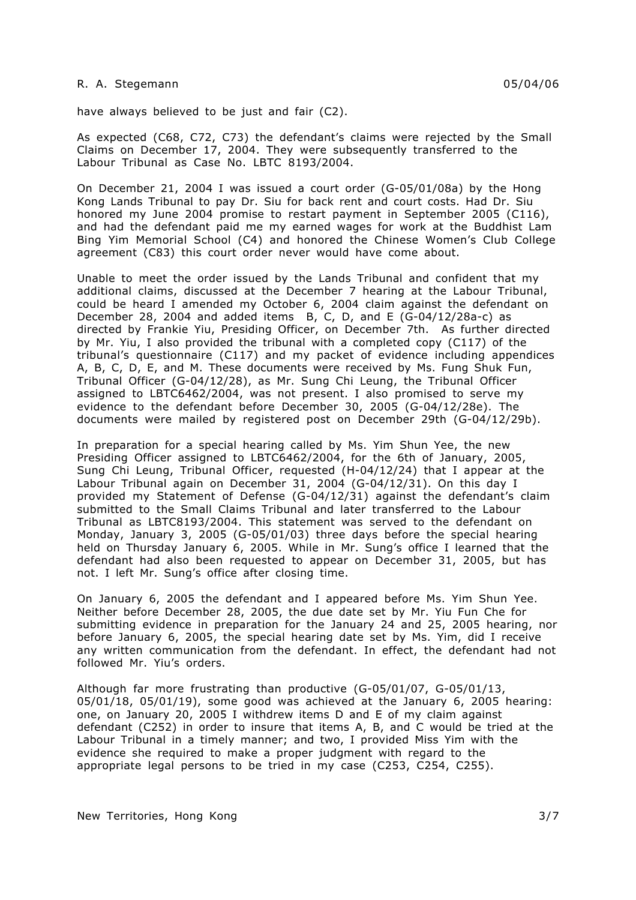have always believed to be just and fair (C2).

As expected (C68, C72, C73) the defendant's claims were rejected by the Small Claims on December 17, 2004. They were subsequently transferred to the Labour Tribunal as Case No. LBTC 8193/2004.

On December 21, 2004 I was issued a court order (G-05/01/08a) by the Hong Kong Lands Tribunal to pay Dr. Siu for back rent and court costs. Had Dr. Siu honored my June 2004 promise to restart payment in September 2005 (C116), and had the defendant paid me my earned wages for work at the Buddhist Lam Bing Yim Memorial School (C4) and honored the Chinese Women's Club College agreement (C83) this court order never would have come about.

Unable to meet the order issued by the Lands Tribunal and confident that my additional claims, discussed at the December 7 hearing at the Labour Tribunal, could be heard I amended my October 6, 2004 claim against the defendant on December 28, 2004 and added items B, C, D, and E (G-04/12/28a-c) as directed by Frankie Yiu, Presiding Officer, on December 7th. As further directed by Mr. Yiu, I also provided the tribunal with a completed copy (C117) of the tribunal's questionnaire (C117) and my packet of evidence including appendices A, B, C, D, E, and M. These documents were received by Ms. Fung Shuk Fun, Tribunal Officer (G-04/12/28), as Mr. Sung Chi Leung, the Tribunal Officer assigned to LBTC6462/2004, was not present. I also promised to serve my evidence to the defendant before December 30, 2005 (G-04/12/28e). The documents were mailed by registered post on December 29th (G-04/12/29b).

In preparation for a special hearing called by Ms. Yim Shun Yee, the new Presiding Officer assigned to LBTC6462/2004, for the 6th of January, 2005, Sung Chi Leung, Tribunal Officer, requested (H-04/12/24) that I appear at the Labour Tribunal again on December 31, 2004 (G-04/12/31). On this day I provided my Statement of Defense (G-04/12/31) against the defendant's claim submitted to the Small Claims Tribunal and later transferred to the Labour Tribunal as LBTC8193/2004. This statement was served to the defendant on Monday, January 3, 2005 (G-05/01/03) three days before the special hearing held on Thursday January 6, 2005. While in Mr. Sung's office I learned that the defendant had also been requested to appear on December 31, 2005, but has not. I left Mr. Sung's office after closing time.

On January 6, 2005 the defendant and I appeared before Ms. Yim Shun Yee. Neither before December 28, 2005, the due date set by Mr. Yiu Fun Che for submitting evidence in preparation for the January 24 and 25, 2005 hearing, nor before January 6, 2005, the special hearing date set by Ms. Yim, did I receive any written communication from the defendant. In effect, the defendant had not followed Mr. Yiu's orders.

Although far more frustrating than productive (G-05/01/07, G-05/01/13, 05/01/18, 05/01/19), some good was achieved at the January 6, 2005 hearing: one, on January 20, 2005 I withdrew items D and E of my claim against defendant (C252) in order to insure that items A, B, and C would be tried at the Labour Tribunal in a timely manner; and two, I provided Miss Yim with the evidence she required to make a proper judgment with regard to the appropriate legal persons to be tried in my case (C253, C254, C255).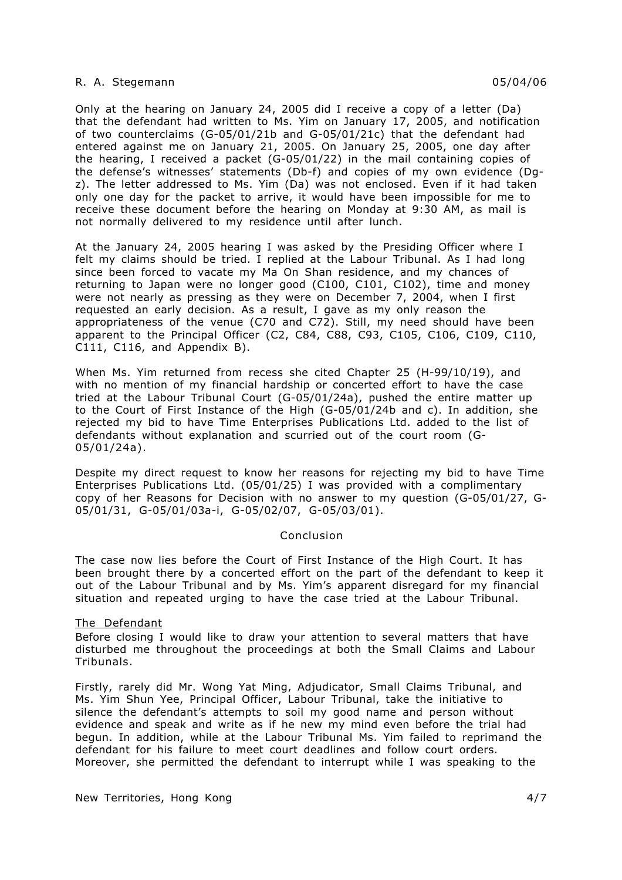Only at the hearing on January 24, 2005 did I receive a copy of a letter (Da) that the defendant had written to Ms. Yim on January 17, 2005, and notification of two counterclaims (G-05/01/21b and G-05/01/21c) that the defendant had entered against me on January 21, 2005. On January 25, 2005, one day after the hearing, I received a packet (G-05/01/22) in the mail containing copies of the defense's witnesses' statements (Db-f) and copies of my own evidence (Dg-z). The letter addressed to Ms. Yim (Da) was not enclosed. Even if it had taken only one day for the packet to arrive, it would have been impossible for me to receive these document before the hearing on Monday at 9:30 AM, as mail is not normally delivered to my residence until after lunch.

At the January 24, 2005 hearing I was asked by the Presiding Officer where I felt my claims should be tried. I replied at the Labour Tribunal. As I had long since been forced to vacate my Ma On Shan residence, and my chances of returning to Japan were no longer good (C100, C101, C102), time and money were not nearly as pressing as they were on December 7, 2004, when I first requested an early decision. As a result, I gave as my only reason the appropriateness of the venue (C70 and C72). Still, my need should have been apparent to the Principal Officer (C2, C84, C88, C93, C105, C106, C109, C110, C111, C116, and Appendix B).

When Ms. Yim returned from recess she cited Chapter 25 (H-99/10/19), and with no mention of my financial hardship or concerted effort to have the case tried at the Labour Tribunal Court (G-05/01/24a), pushed the entire matter up to the Court of First Instance of the High (G-05/01/24b and c). In addition, she rejected my bid to have Time Enterprises Publications Ltd. added to the list of defendants without explanation and scurried out of the court room (G-05/01/24a).

Despite my direct request to know her reasons for rejecting my bid to have Time Enterprises Publications Ltd. (05/01/25) I was provided with a complimentary copy of her Reasons for Decision with no answer to my question (G-05/01/27, G-05/01/31, G-05/01/03a-i, G-05/02/07, G-05/03/01).

## Conclusion

The case now lies before the Court of First Instance of the High Court. It has been brought there by a concerted effort on the part of the defendant to keep it out of the Labour Tribunal and by Ms. Yim's apparent disregard for my financial situation and repeated urging to have the case tried at the Labour Tribunal.

### The Defendant

Before closing I would like to draw your attention to several matters that have disturbed me throughout the proceedings at both the Small Claims and Labour Tribunals.

Firstly, rarely did Mr. Wong Yat Ming, Adjudicator, Small Claims Tribunal, and Ms. Yim Shun Yee, Principal Officer, Labour Tribunal, take the initiative to silence the defendant's attempts to soil my good name and person without evidence and speak and write as if he new my mind even before the trial had begun. In addition, while at the Labour Tribunal Ms. Yim failed to reprimand the defendant for his failure to meet court deadlines and follow court orders. Moreover, she permitted the defendant to interrupt while I was speaking to the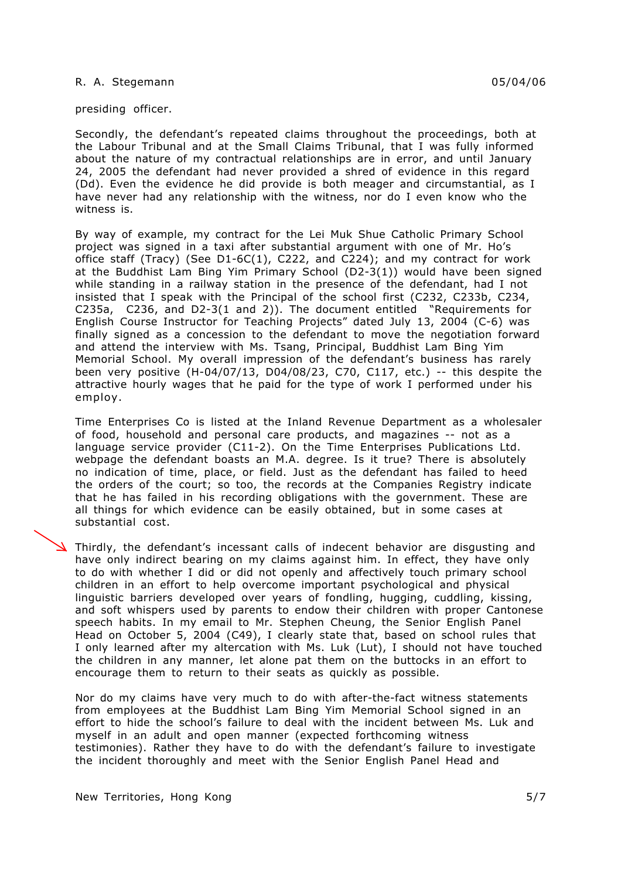presiding officer.

Secondly, the defendant's repeated claims throughout the proceedings, both at the Labour Tribunal and at the Small Claims Tribunal, that I was fully informed about the nature of my contractual relationships are in error, and until January 24, 2005 the defendant had never provided a shred of evidence in this regard (Dd). Even the evidence he did provide is both meager and circumstantial, as I have never had any relationship with the witness, nor do I even know who the witness is.

By way of example, my contract for the Lei Muk Shue Catholic Primary School project was signed in a taxi after substantial argument with one of Mr. Ho's office staff (Tracy) (See D1-6C(1), C222, and C224); and my contract for work at the Buddhist Lam Bing Yim Primary School (D2-3(1)) would have been signed while standing in a railway station in the presence of the defendant, had I not insisted that I speak with the Principal of the school first (C232, C233b, C234, C235a, C236, and D2-3(1 and 2)). The document entitled "Requirements for English Course Instructor for Teaching Projects" dated July 13, 2004 (C-6) was finally signed as a concession to the defendant to move the negotiation forward and attend the interview with Ms. Tsang, Principal, Buddhist Lam Bing Yim Memorial School. My overall impression of the defendant's business has rarely been very positive (H-04/07/13, D04/08/23, C70, C117, etc.) -- this despite the attractive hourly wages that he paid for the type of work I performed under his employ.

Time Enterprises Co is listed at the Inland Revenue Department as a wholesaler of food, household and personal care products, and magazines -- not as a language service provider (C11-2). On the Time Enterprises Publications Ltd. webpage the defendant boasts an M.A. degree. Is it true? There is absolutely no indication of time, place, or field. Just as the defendant has failed to heed the orders of the court; so too, the records at the Companies Registry indicate that he has failed in his recording obligations with the government. These are all things for which evidence can be easily obtained, but in some cases at substantial cost.

Thirdly, the defendant's incessant calls of indecent behavior are disgusting and have only indirect bearing on my claims against him. In effect, they have only to do with whether I did or did not openly and affectively touch primary school children in an effort to help overcome important psychological and physical linguistic barriers developed over years of fondling, hugging, cuddling, kissing, and soft whispers used by parents to endow their children with proper Cantonese speech habits. In my email to Mr. Stephen Cheung, the Senior English Panel Head on October 5, 2004 (C49), I clearly state that, based on school rules that I only learned after my altercation with Ms. Luk (Lut), I should not have touched the children in any manner, let alone pat them on the buttocks in an effort to encourage them to return to their seats as quickly as possible.

Nor do my claims have very much to do with after-the-fact witness statements from employees at the Buddhist Lam Bing Yim Memorial School signed in an effort to hide the school's failure to deal with the incident between Ms. Luk and myself in an adult and open manner (expected forthcoming witness testimonies). Rather they have to do with the defendant's failure to investigate the incident thoroughly and meet with the Senior English Panel Head and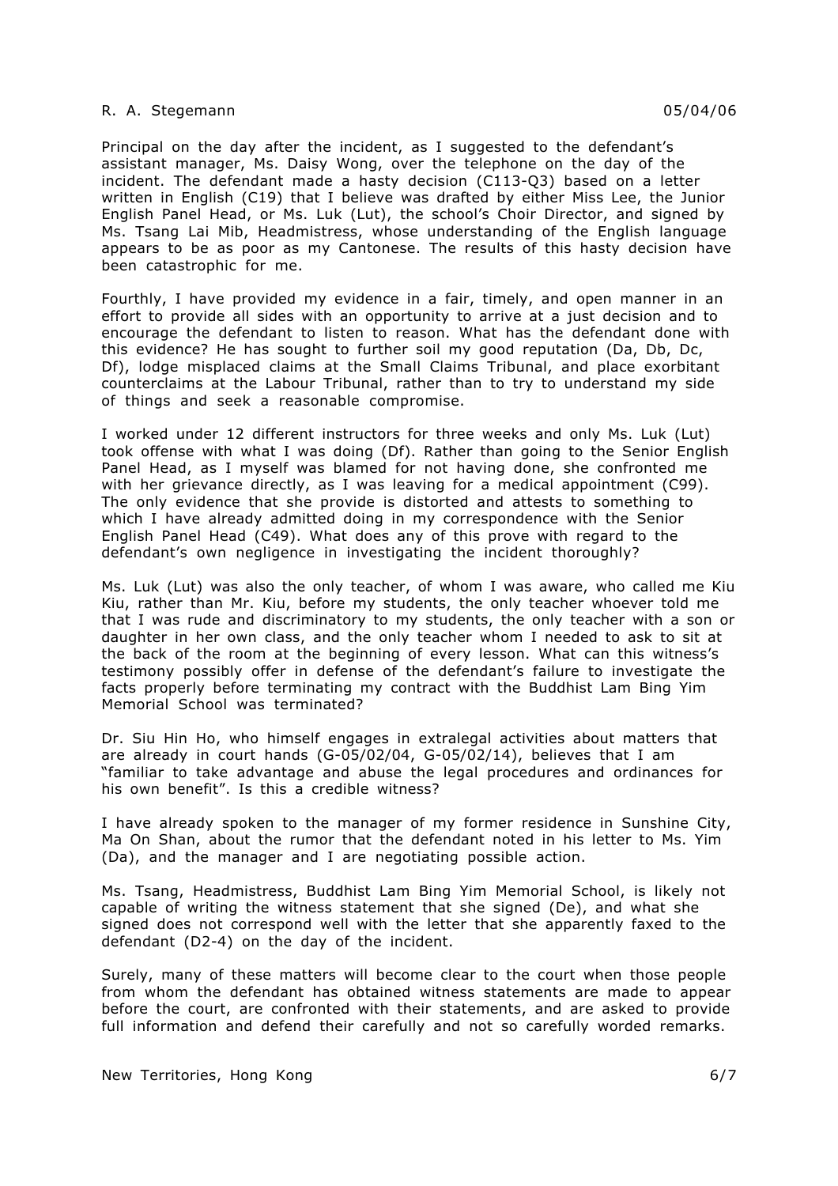Principal on the day after the incident, as I suggested to the defendant's assistant manager, Ms. Daisy Wong, over the telephone on the day of the incident. The defendant made a hasty decision (C113-Q3) based on a letter written in English (C19) that I believe was drafted by either Miss Lee, the Junior English Panel Head, or Ms. Luk (Lut), the school's Choir Director, and signed by Ms. Tsang Lai Mib, Headmistress, whose understanding of the English language appears to be as poor as my Cantonese. The results of this hasty decision have been catastrophic for me.

Fourthly, I have provided my evidence in a fair, timely, and open manner in an effort to provide all sides with an opportunity to arrive at a just decision and to encourage the defendant to listen to reason. What has the defendant done with this evidence? He has sought to further soil my good reputation (Da, Db, Dc, Df), lodge misplaced claims at the Small Claims Tribunal, and place exorbitant counterclaims at the Labour Tribunal, rather than to try to understand my side of things and seek a reasonable compromise.

I worked under 12 different instructors for three weeks and only Ms. Luk (Lut) took offense with what I was doing (Df). Rather than going to the Senior English Panel Head, as I myself was blamed for not having done, she confronted me with her grievance directly, as I was leaving for a medical appointment (C99). The only evidence that she provide is distorted and attests to something to which I have already admitted doing in my correspondence with the Senior English Panel Head (C49). What does any of this prove with regard to the defendant's own negligence in investigating the incident thoroughly?

Ms. Luk (Lut) was also the only teacher, of whom I was aware, who called me Kiu Kiu, rather than Mr. Kiu, before my students, the only teacher whoever told me that I was rude and discriminatory to my students, the only teacher with a son or daughter in her own class, and the only teacher whom I needed to ask to sit at the back of the room at the beginning of every lesson. What can this witness's testimony possibly offer in defense of the defendant's failure to investigate the facts properly before terminating my contract with the Buddhist Lam Bing Yim Memorial School was terminated?

Dr. Siu Hin Ho, who himself engages in extralegal activities about matters that are already in court hands (G-05/02/04, G-05/02/14), believes that I am "familiar to take advantage and abuse the legal procedures and ordinances for his own benefit". Is this a credible witness?

I have already spoken to the manager of my former residence in Sunshine City, Ma On Shan, about the rumor that the defendant noted in his letter to Ms. Yim (Da), and the manager and I are negotiating possible action.

Ms. Tsang, Headmistress, Buddhist Lam Bing Yim Memorial School, is likely not capable of writing the witness statement that she signed (De), and what she signed does not correspond well with the letter that she apparently faxed to the defendant (D2-4) on the day of the incident.

Surely, many of these matters will become clear to the court when those people from whom the defendant has obtained witness statements are made to appear before the court, are confronted with their statements, and are asked to provide full information and defend their carefully and not so carefully worded remarks.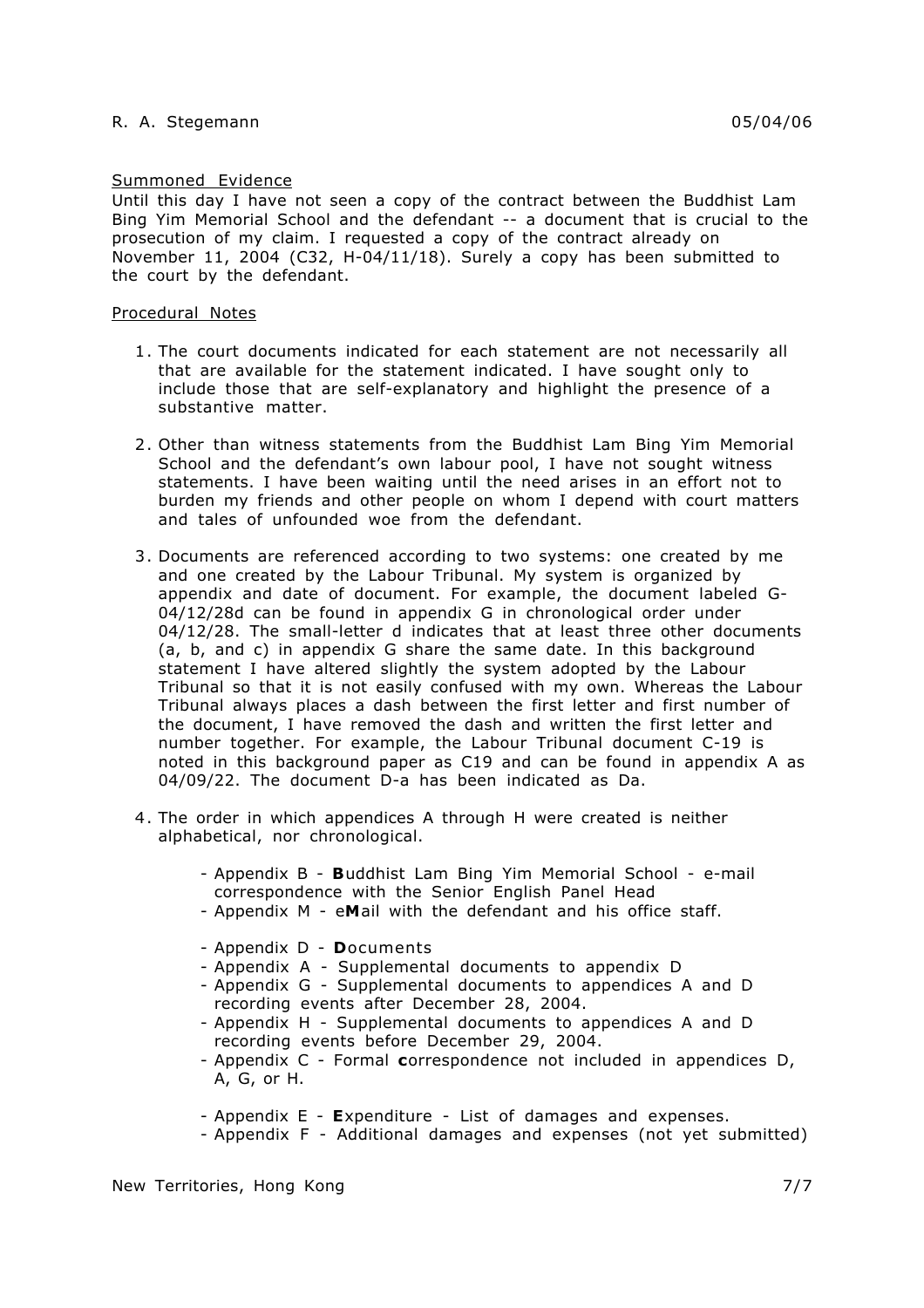## Summoned Evidence

Until this day I have not seen a copy of the contract between the Buddhist Lam Bing Yim Memorial School and the defendant -- a document that is crucial to the prosecution of my claim. I requested a copy of the contract already on November 11, 2004 (C32, H-04/11/18). Surely a copy has been submitted to the court by the defendant.

## Procedural Notes

1. The court documents indicated for each statement are not necessarily all that are available for the statement indicated. I have sought only to include those that are self-explanatory and highlight the presence of a substantive matter.

2. Other than witness statements from the Buddhist Lam Bing Yim Memorial School and the defendant's own labour pool, I have not sought witness statements. I have been waiting until the need arises in an effort not to burden my friends and other people on whom I depend with court matters and tales of unfounded woe from the defendant.

3. Documents are referenced according to two systems: one created by me and one created by the Labour Tribunal. My system is organized by appendix and date of document. For example, the document labeled G-04/12/28d can be found in appendix G in chronological order under 04/12/28. The small-letter d indicates that at least three other documents (a, b, and c) in appendix G share the same date. In this background statement I have altered slightly the system adopted by the Labour Tribunal so that it is not easily confused with my own. Whereas the Labour Tribunal always places a dash between the first letter and first number of the document, I have removed the dash and written the first letter and number together. For example, the Labour Tribunal document C-19 is noted in this background paper as C19 and can be found in appendix A as 04/09/22. The document D-a has been indicated as Da.

4. The order in which appendices A through H were created is neither alphabetical, nor chronological.

   - Appendix B - **B**uddhist Lam Bing Yim Memorial School - e-mail correspondence with the Senior English Panel Head
   - Appendix M - e**M**ail with the defendant and his office staff.

   - Appendix D - **D**ocuments
   - Appendix A - Supplemental documents to appendix D
   - Appendix G - Supplemental documents to appendices A and D recording events after December 28, 2004.
   - Appendix H - Supplemental documents to appendices A and D recording events before December 29, 2004.
   - Appendix C - Formal **c**orrespondence not included in appendices D, A, G, or H.

   - Appendix E - **E**xpenditure - List of damages and expenses.
   - Appendix F - Additional damages and expenses (not yet submitted)